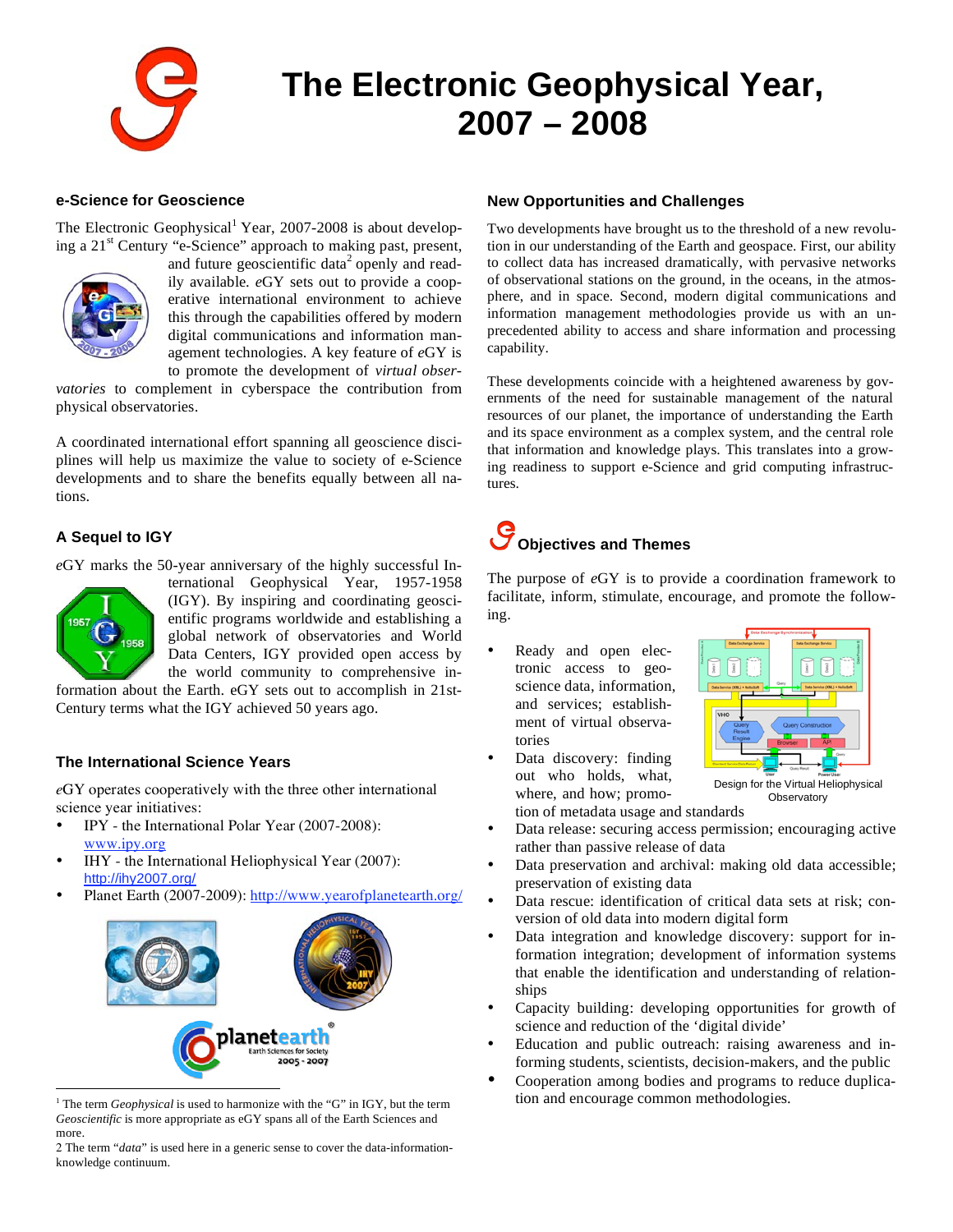# The Electronic Geophysical Year, 2007 – 2008

## e-Science for Geoscience

The Electronic Geophysical[1] Year, 2007-2008 is about developing a 21st Century "e-Science" approach to making past, present, and future geoscientific data[2] openly and readily available. *e*GY sets out to provide a cooperative international environment to achieve this through the capabilities offered by modern digital communications and information management technologies. A key feature of *e*GY is to promote the development of *virtual observatories* to complement in cyberspace the contribution from physical observatories.

A coordinated international effort spanning all geoscience disciplines will help us maximize the value to society of e-Science developments and to share the benefits equally between all nations.

## A Sequel to IGY

*e*GY marks the 50-year anniversary of the highly successful International Geophysical Year, 1957-1958 (IGY). By inspiring and coordinating geoscientific programs worldwide and establishing a global network of observatories and World Data Centers, IGY provided open access by the world community to comprehensive information about the Earth. eGY sets out to accomplish in 21st-Century terms what the IGY achieved 50 years ago.

## The International Science Years

*e*GY operates cooperatively with the three other international science year initiatives:

- IPY - the International Polar Year (2007-2008): www.ipy.org
- IHY - the International Heliophysical Year (2007): http://ihy2007.org/
- Planet Earth (2007-2009): http://www.yearofplanetearth.org/

## New Opportunities and Challenges

Two developments have brought us to the threshold of a new revolution in our understanding of the Earth and geospace. First, our ability to collect data has increased dramatically, with pervasive networks of observational stations on the ground, in the oceans, in the atmosphere, and in space. Second, modern digital communications and information management methodologies provide us with an unprecedented ability to access and share information and processing capability.

These developments coincide with a heightened awareness by governments of the need for sustainable management of the natural resources of our planet, the importance of understanding the Earth and its space environment as a complex system, and the central role that information and knowledge plays. This translates into a growing readiness to support e-Science and grid computing infrastructures.

## Objectives and Themes

The purpose of *e*GY is to provide a coordination framework to facilitate, inform, stimulate, encourage, and promote the following.

- Ready and open electronic access to geoscience data, information, and services; establishment of virtual observatories
- Data discovery: finding out who holds, what, where, and how; promotion of metadata usage and standards
- Data release: securing access permission; encouraging active rather than passive release of data
- Data preservation and archival: making old data accessible; preservation of existing data
- Data rescue: identification of critical data sets at risk; conversion of old data into modern digital form
- Data integration and knowledge discovery: support for information integration; development of information systems that enable the identification and understanding of relationships
- Capacity building: developing opportunities for growth of science and reduction of the 'digital divide'
- Education and public outreach: raising awareness and informing students, scientists, decision-makers, and the public
- Cooperation among bodies and programs to reduce duplication and encourage common methodologies.

Design for the Virtual Heliophysical Observatory

---

[1] The term *Geophysical* is used to harmonize with the "G" in IGY, but the term *Geoscientific* is more appropriate as eGY spans all of the Earth Sciences and more.

[2] The term "*data*" is used here in a generic sense to cover the data-information-knowledge continuum.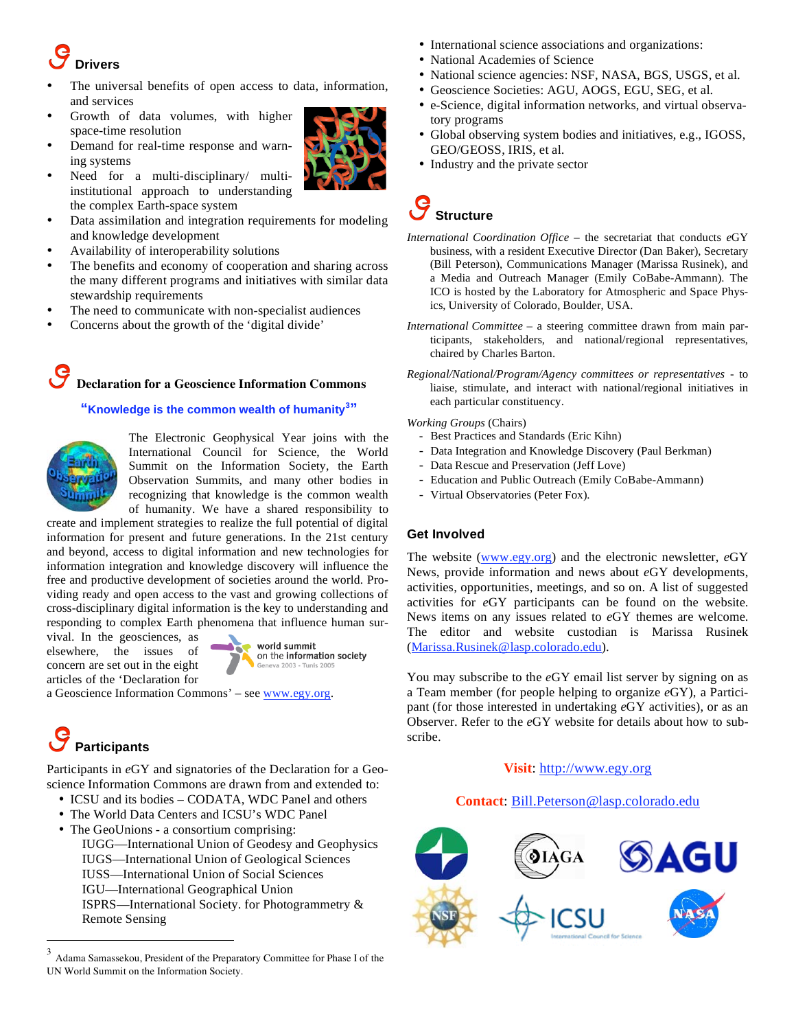## Drivers

- The universal benefits of open access to data, information, and services
- Growth of data volumes, with higher space-time resolution
- Demand for real-time response and warning systems
- Need for a multi-disciplinary/ multi-institutional approach to understanding the complex Earth-space system
- Data assimilation and integration requirements for modeling and knowledge development
- Availability of interoperability solutions
- The benefits and economy of cooperation and sharing across the many different programs and initiatives with similar data stewardship requirements
- The need to communicate with non-specialist audiences
- Concerns about the growth of the 'digital divide'

## Declaration for a Geoscience Information Commons

**"Knowledge is the common wealth of humanity[3]"**

The Electronic Geophysical Year joins with the International Council for Science, the World Summit on the Information Society, the Earth Observation Summits, and many other bodies in recognizing that knowledge is the common wealth of humanity. We have a shared responsibility to create and implement strategies to realize the full potential of digital information for present and future generations. In the 21st century and beyond, access to digital information and new technologies for information integration and knowledge discovery will influence the free and productive development of societies around the world. Providing ready and open access to the vast and growing collections of cross-disciplinary digital information is the key to understanding and responding to complex Earth phenomena that influence human survival. In the geosciences, as elsewhere, the issues of concern are set out in the eight articles of the 'Declaration for a Geoscience Information Commons' – see www.egy.org.

## Participants

Participants in *e*GY and signatories of the Declaration for a Geoscience Information Commons are drawn from and extended to:

- ICSU and its bodies – CODATA, WDC Panel and others
- The World Data Centers and ICSU's WDC Panel
- The GeoUnions - a consortium comprising:
  - IUGG—International Union of Geodesy and Geophysics
  - IUGS—International Union of Geological Sciences
  - IUSS—International Union of Social Sciences
  - IGU—International Geographical Union
  - ISPRS—International Society. for Photogrammetry & Remote Sensing
- International science associations and organizations:
- National Academies of Science
- National science agencies: NSF, NASA, BGS, USGS, et al.
- Geoscience Societies: AGU, AOGS, EGU, SEG, et al.
- e-Science, digital information networks, and virtual observatory programs
- Global observing system bodies and initiatives, e.g., IGOSS, GEO/GEOSS, IRIS, et al.
- Industry and the private sector

## Structure

*International Coordination Office* – the secretariat that conducts *e*GY business, with a resident Executive Director (Dan Baker), Secretary (Bill Peterson), Communications Manager (Marissa Rusinek), and a Media and Outreach Manager (Emily CoBabe-Ammann). The ICO is hosted by the Laboratory for Atmospheric and Space Physics, University of Colorado, Boulder, USA.

*International Committee* – a steering committee drawn from main participants, stakeholders, and national/regional representatives, chaired by Charles Barton.

*Regional/National/Program/Agency committees or representatives* - to liaise, stimulate, and interact with national/regional initiatives in each particular constituency.

*Working Groups* (Chairs)

- Best Practices and Standards (Eric Kihn)
- Data Integration and Knowledge Discovery (Paul Berkman)
- Data Rescue and Preservation (Jeff Love)
- Education and Public Outreach (Emily CoBabe-Ammann)
- Virtual Observatories (Peter Fox).

## Get Involved

The website (www.egy.org) and the electronic newsletter, *e*GY News, provide information and news about *e*GY developments, activities, opportunities, meetings, and so on. A list of suggested activities for *e*GY participants can be found on the website. News items on any issues related to *e*GY themes are welcome. The editor and website custodian is Marissa Rusinek (Marissa.Rusinek@lasp.colorado.edu).

You may subscribe to the *e*GY email list server by signing on as a Team member (for people helping to organize *e*GY), a Participant (for those interested in undertaking *e*GY activities), or as an Observer. Refer to the *e*GY website for details about how to subscribe.

**Visit**: http://www.egy.org

**Contact**: Bill.Peterson@lasp.colorado.edu

---

[3] Adama Samassekou, President of the Preparatory Committee for Phase I of the UN World Summit on the Information Society.